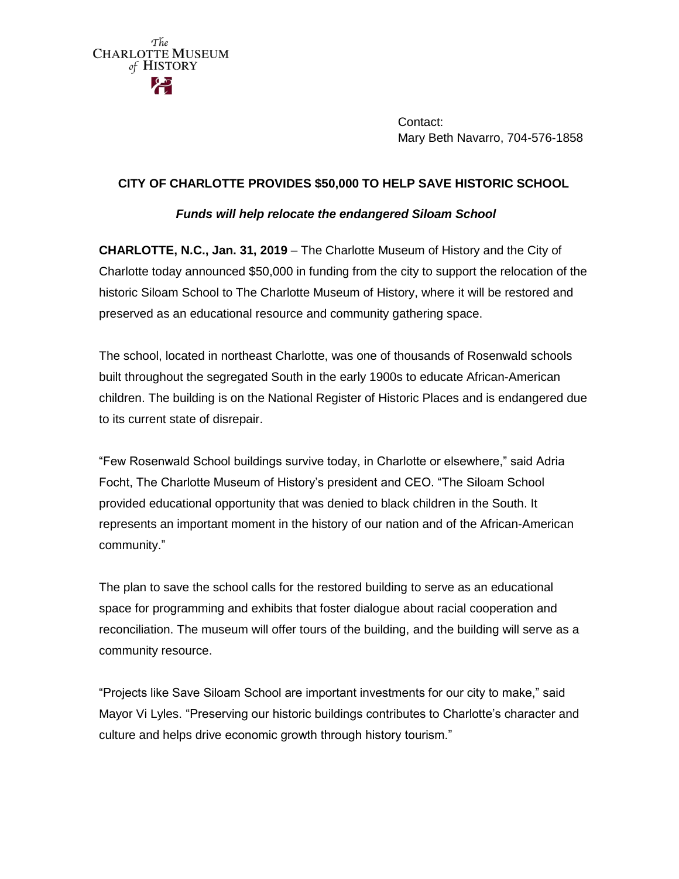The
CHARLOTTE MUSEUM
of HISTORY

Contact:
Mary Beth Navarro, 704-576-1858

## CITY OF CHARLOTTE PROVIDES $50,000 TO HELP SAVE HISTORIC SCHOOL

***Funds will help relocate the endangered Siloam School***

**CHARLOTTE, N.C., Jan. 31, 2019** – The Charlotte Museum of History and the City of Charlotte today announced $50,000 in funding from the city to support the relocation of the historic Siloam School to The Charlotte Museum of History, where it will be restored and preserved as an educational resource and community gathering space.

The school, located in northeast Charlotte, was one of thousands of Rosenwald schools built throughout the segregated South in the early 1900s to educate African-American children. The building is on the National Register of Historic Places and is endangered due to its current state of disrepair.

"Few Rosenwald School buildings survive today, in Charlotte or elsewhere," said Adria Focht, The Charlotte Museum of History's president and CEO. "The Siloam School provided educational opportunity that was denied to black children in the South. It represents an important moment in the history of our nation and of the African-American community."

The plan to save the school calls for the restored building to serve as an educational space for programming and exhibits that foster dialogue about racial cooperation and reconciliation. The museum will offer tours of the building, and the building will serve as a community resource.

"Projects like Save Siloam School are important investments for our city to make," said Mayor Vi Lyles. "Preserving our historic buildings contributes to Charlotte's character and culture and helps drive economic growth through history tourism."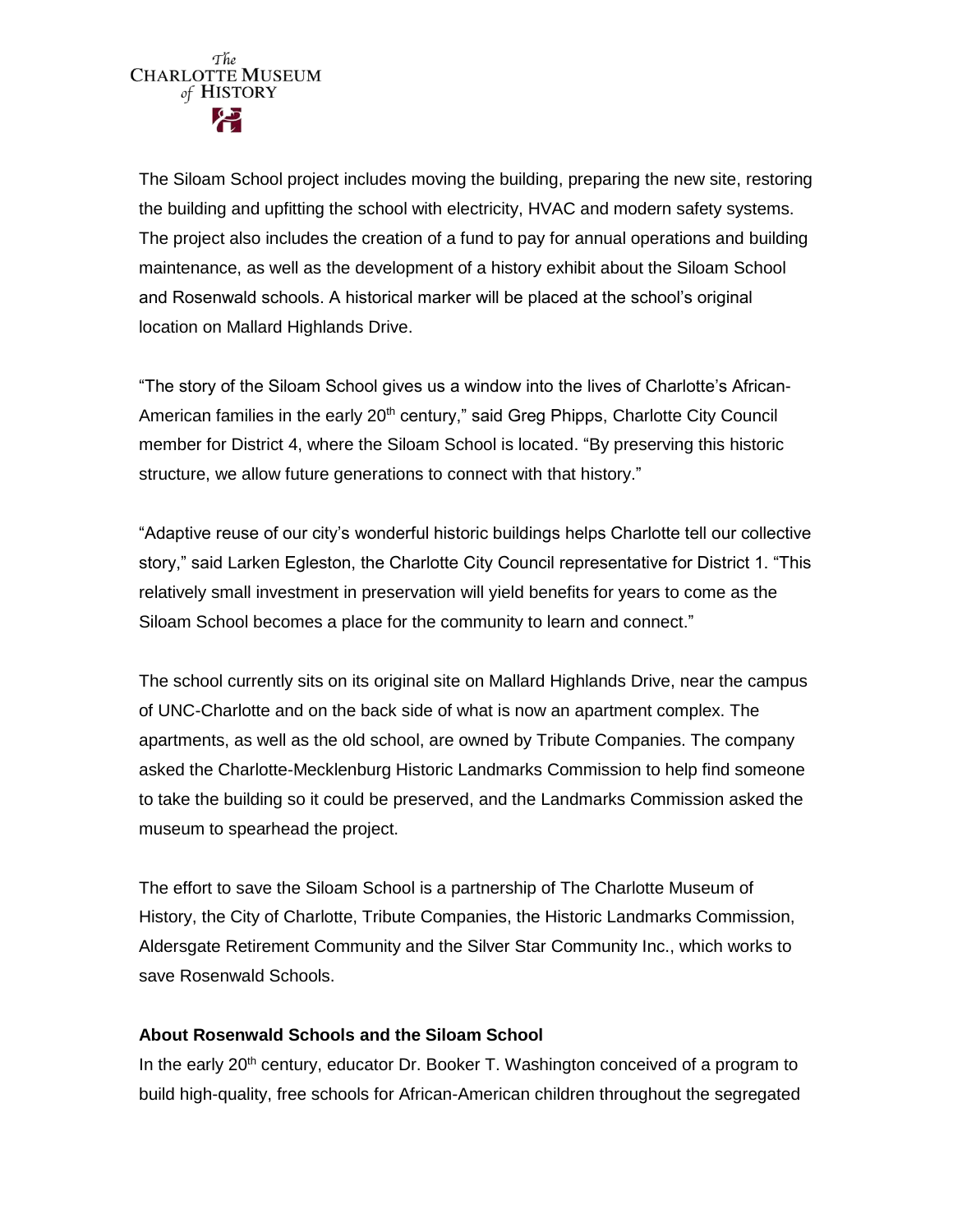The Siloam School project includes moving the building, preparing the new site, restoring the building and upfitting the school with electricity, HVAC and modern safety systems. The project also includes the creation of a fund to pay for annual operations and building maintenance, as well as the development of a history exhibit about the Siloam School and Rosenwald schools. A historical marker will be placed at the school's original location on Mallard Highlands Drive.

"The story of the Siloam School gives us a window into the lives of Charlotte's African-American families in the early 20th century," said Greg Phipps, Charlotte City Council member for District 4, where the Siloam School is located. "By preserving this historic structure, we allow future generations to connect with that history."

"Adaptive reuse of our city's wonderful historic buildings helps Charlotte tell our collective story," said Larken Egleston, the Charlotte City Council representative for District 1. "This relatively small investment in preservation will yield benefits for years to come as the Siloam School becomes a place for the community to learn and connect."

The school currently sits on its original site on Mallard Highlands Drive, near the campus of UNC-Charlotte and on the back side of what is now an apartment complex. The apartments, as well as the old school, are owned by Tribute Companies. The company asked the Charlotte-Mecklenburg Historic Landmarks Commission to help find someone to take the building so it could be preserved, and the Landmarks Commission asked the museum to spearhead the project.

The effort to save the Siloam School is a partnership of The Charlotte Museum of History, the City of Charlotte, Tribute Companies, the Historic Landmarks Commission, Aldersgate Retirement Community and the Silver Star Community Inc., which works to save Rosenwald Schools.

**About Rosenwald Schools and the Siloam School**

In the early 20th century, educator Dr. Booker T. Washington conceived of a program to build high-quality, free schools for African-American children throughout the segregated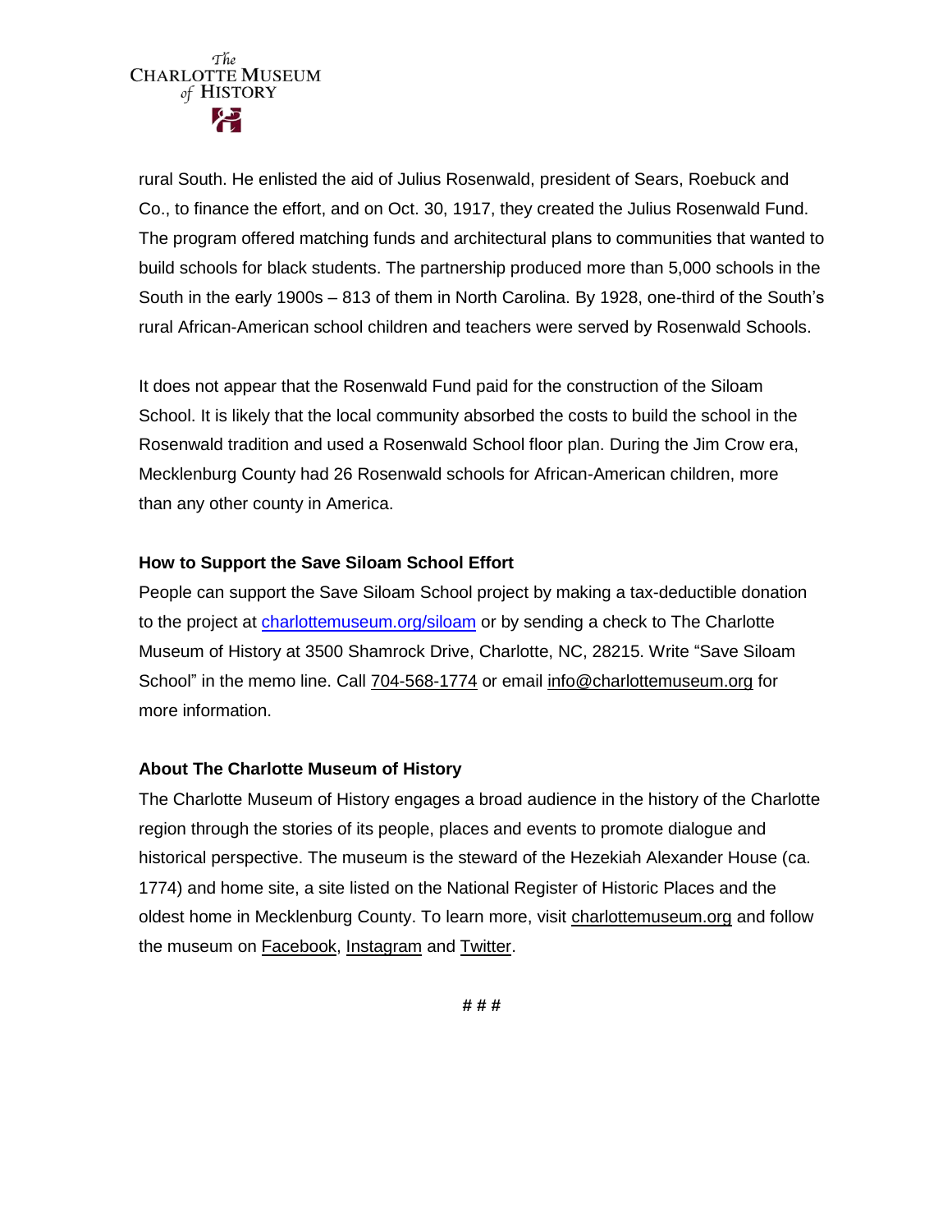rural South. He enlisted the aid of Julius Rosenwald, president of Sears, Roebuck and Co., to finance the effort, and on Oct. 30, 1917, they created the Julius Rosenwald Fund. The program offered matching funds and architectural plans to communities that wanted to build schools for black students. The partnership produced more than 5,000 schools in the South in the early 1900s – 813 of them in North Carolina. By 1928, one-third of the South's rural African-American school children and teachers were served by Rosenwald Schools.

It does not appear that the Rosenwald Fund paid for the construction of the Siloam School. It is likely that the local community absorbed the costs to build the school in the Rosenwald tradition and used a Rosenwald School floor plan. During the Jim Crow era, Mecklenburg County had 26 Rosenwald schools for African-American children, more than any other county in America.

**How to Support the Save Siloam School Effort**

People can support the Save Siloam School project by making a tax-deductible donation to the project at charlottemuseum.org/siloam or by sending a check to The Charlotte Museum of History at 3500 Shamrock Drive, Charlotte, NC, 28215. Write "Save Siloam School" in the memo line. Call 704-568-1774 or email info@charlottemuseum.org for more information.

**About The Charlotte Museum of History**

The Charlotte Museum of History engages a broad audience in the history of the Charlotte region through the stories of its people, places and events to promote dialogue and historical perspective. The museum is the steward of the Hezekiah Alexander House (ca. 1774) and home site, a site listed on the National Register of Historic Places and the oldest home in Mecklenburg County. To learn more, visit charlottemuseum.org and follow the museum on Facebook, Instagram and Twitter.

# # #